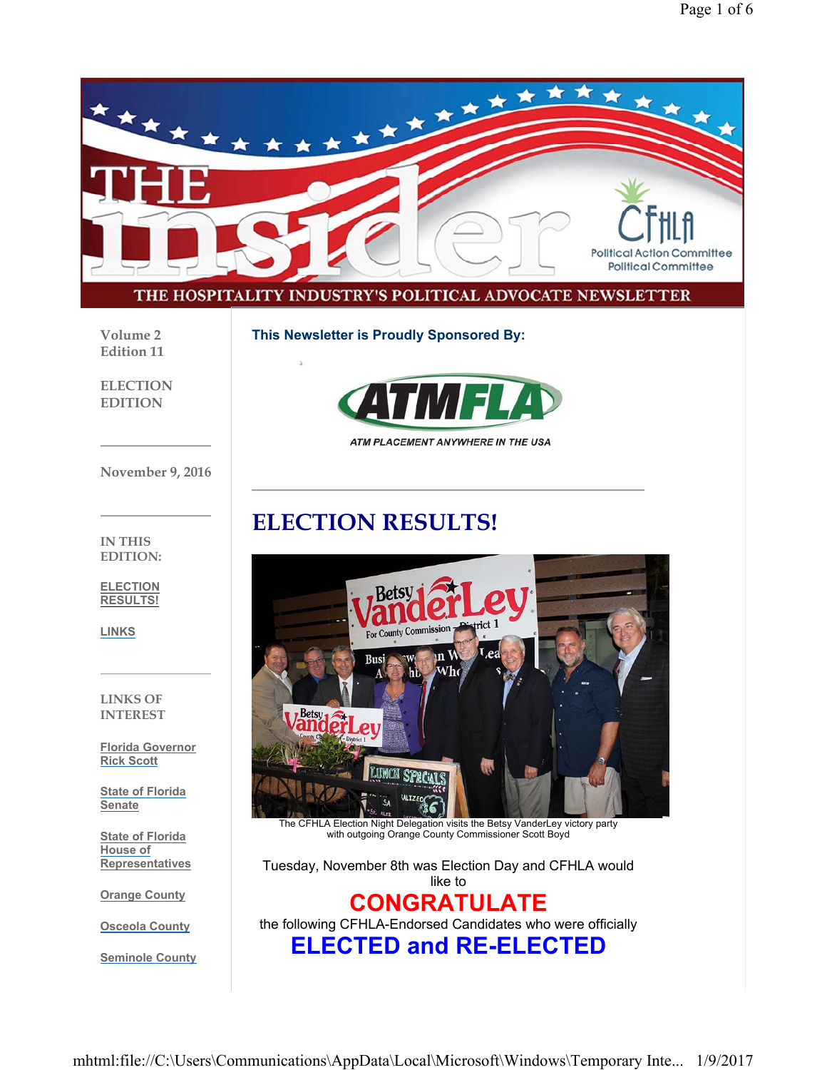# THE insider

CFHLA Political Action Committee Political Committee

THE HOSPITALITY INDUSTRY'S POLITICAL ADVOCATE NEWSLETTER

Volume 2
Edition 11

ELECTION EDITION

November 9, 2016

IN THIS EDITION:

ELECTION RESULTS!

LINKS

LINKS OF INTEREST

Florida Governor Rick Scott

State of Florida Senate

State of Florida House of Representatives

Orange County

Osceola County

Seminole County

**This Newsletter is Proudly Sponsored By:**

ATMFLA
ATM PLACEMENT ANYWHERE IN THE USA

---

# ELECTION RESULTS!

The CFHLA Election Night Delegation visits the Betsy VanderLey victory party with outgoing Orange County Commissioner Scott Boyd

Tuesday, November 8th was Election Day and CFHLA would like to

**CONGRATULATE**

the following CFHLA-Endorsed Candidates who were officially

**ELECTED and RE-ELECTED**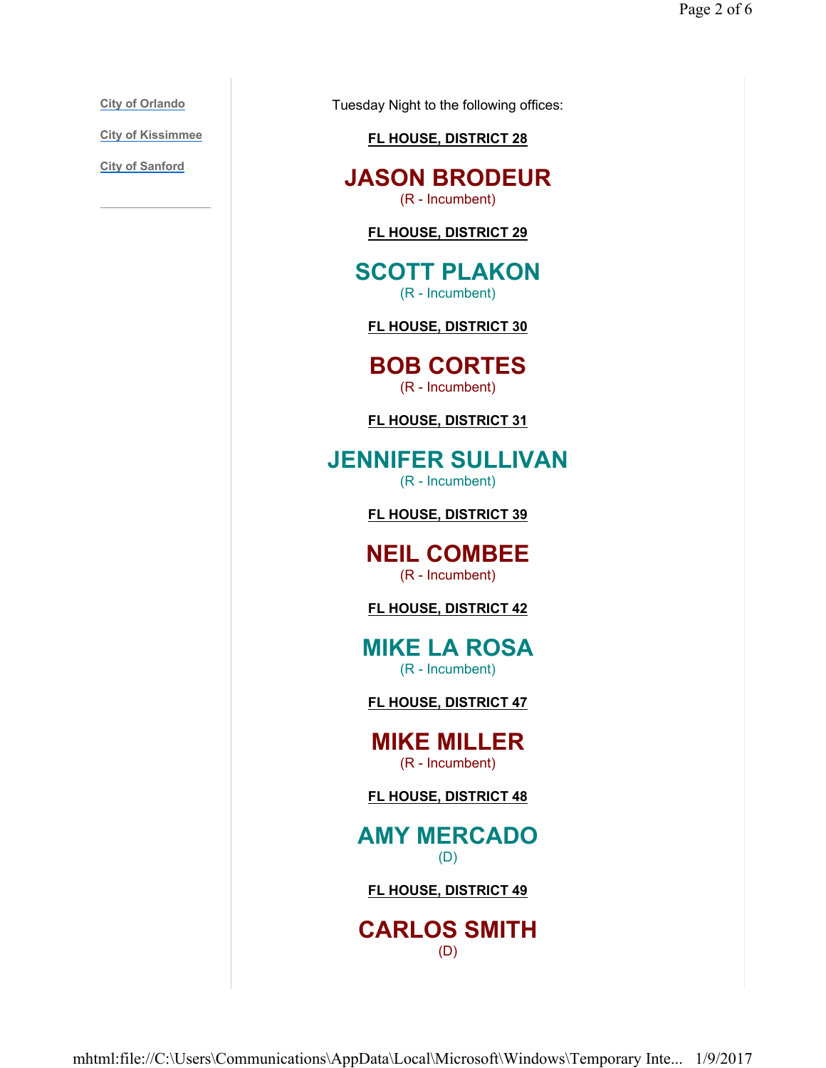City of Orlando

City of Kissimmee

City of Sanford

Tuesday Night to the following offices:

**FL HOUSE, DISTRICT 28**

## JASON BRODEUR
(R - Incumbent)

**FL HOUSE, DISTRICT 29**

## SCOTT PLAKON
(R - Incumbent)

**FL HOUSE, DISTRICT 30**

## BOB CORTES
(R - Incumbent)

**FL HOUSE, DISTRICT 31**

## JENNIFER SULLIVAN
(R - Incumbent)

**FL HOUSE, DISTRICT 39**

## NEIL COMBEE
(R - Incumbent)

**FL HOUSE, DISTRICT 42**

## MIKE LA ROSA
(R - Incumbent)

**FL HOUSE, DISTRICT 47**

## MIKE MILLER
(R - Incumbent)

**FL HOUSE, DISTRICT 48**

## AMY MERCADO
(D)

**FL HOUSE, DISTRICT 49**

## CARLOS SMITH
(D)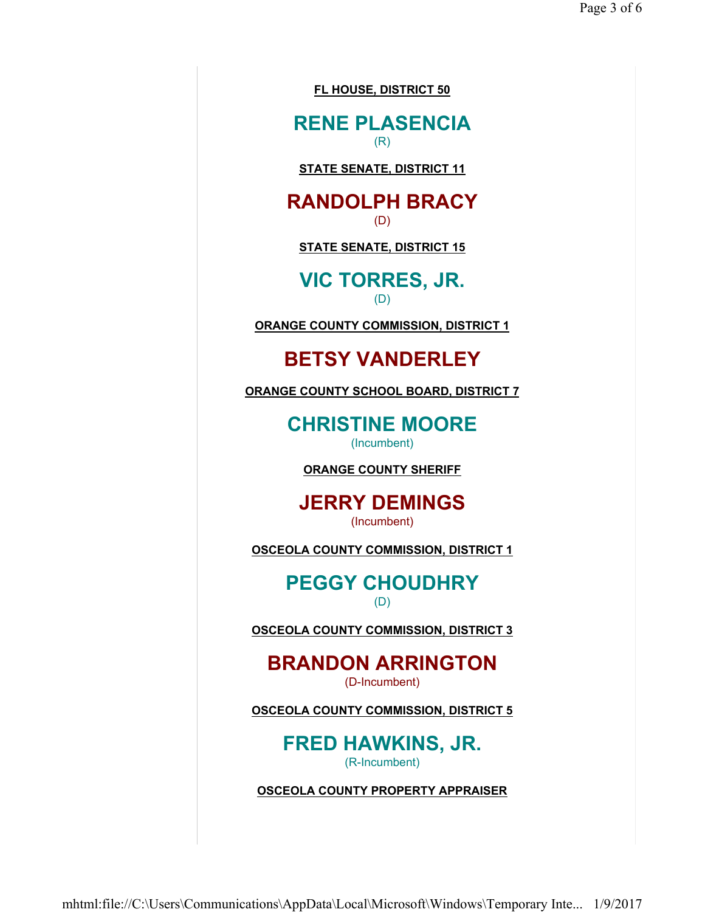**FL HOUSE, DISTRICT 50**

## RENE PLASENCIA

(R)

**STATE SENATE, DISTRICT 11**

## RANDOLPH BRACY

(D)

**STATE SENATE, DISTRICT 15**

## VIC TORRES, JR.

(D)

**ORANGE COUNTY COMMISSION, DISTRICT 1**

## BETSY VANDERLEY

**ORANGE COUNTY SCHOOL BOARD, DISTRICT 7**

## CHRISTINE MOORE

(Incumbent)

**ORANGE COUNTY SHERIFF**

## JERRY DEMINGS

(Incumbent)

**OSCEOLA COUNTY COMMISSION, DISTRICT 1**

## PEGGY CHOUDHRY

(D)

**OSCEOLA COUNTY COMMISSION, DISTRICT 3**

## BRANDON ARRINGTON

(D-Incumbent)

**OSCEOLA COUNTY COMMISSION, DISTRICT 5**

## FRED HAWKINS, JR.

(R-Incumbent)

**OSCEOLA COUNTY PROPERTY APPRAISER**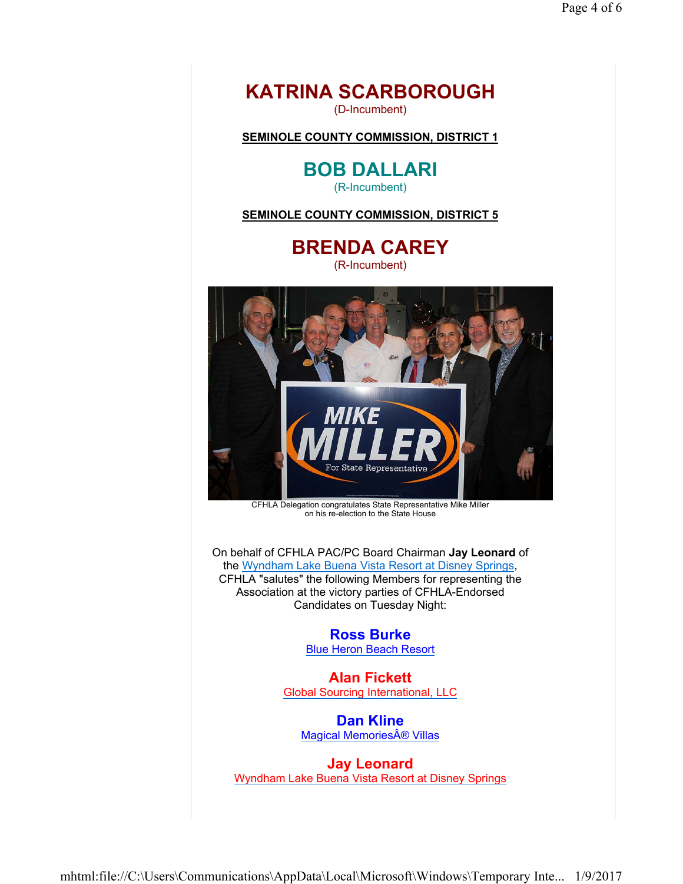## KATRINA SCARBOROUGH
(D-Incumbent)

**SEMINOLE COUNTY COMMISSION, DISTRICT 1**

## BOB DALLARI
(R-Incumbent)

**SEMINOLE COUNTY COMMISSION, DISTRICT 5**

## BRENDA CAREY
(R-Incumbent)

CFHLA Delegation congratulates State Representative Mike Miller on his re-election to the State House

On behalf of CFHLA PAC/PC Board Chairman **Jay Leonard** of the Wyndham Lake Buena Vista Resort at Disney Springs, CFHLA "salutes" the following Members for representing the Association at the victory parties of CFHLA-Endorsed Candidates on Tuesday Night:

**Ross Burke**
Blue Heron Beach Resort

**Alan Fickett**
Global Sourcing International, LLC

**Dan Kline**
Magical MemoriesÂ® Villas

**Jay Leonard**
Wyndham Lake Buena Vista Resort at Disney Springs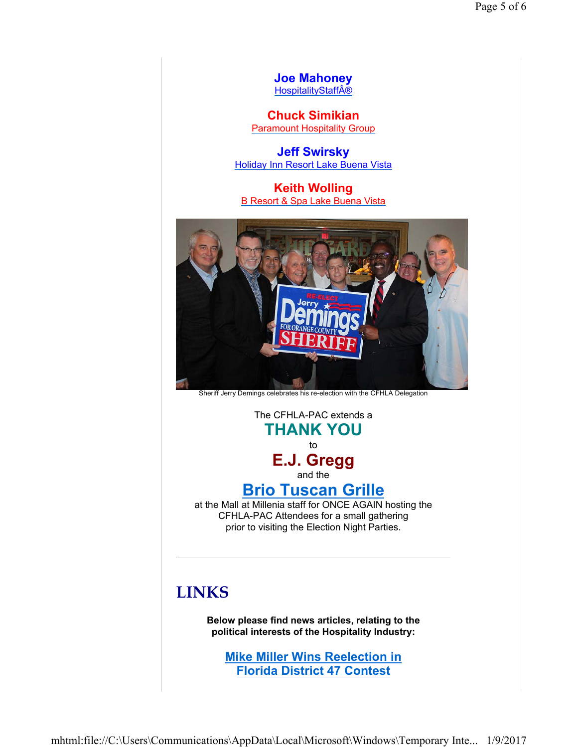**Joe Mahoney**
HospitalityStaffÂ®

**Chuck Simikian**
Paramount Hospitality Group

**Jeff Swirsky**
Holiday Inn Resort Lake Buena Vista

**Keith Wolling**
B Resort & Spa Lake Buena Vista

Sheriff Jerry Demings celebrates his re-election with the CFHLA Delegation

The CFHLA-PAC extends a

**THANK YOU**

to

**E.J. Gregg**

and the

**Brio Tuscan Grille**

at the Mall at Millenia staff for ONCE AGAIN hosting the CFHLA-PAC Attendees for a small gathering prior to visiting the Election Night Parties.

---

# LINKS

**Below please find news articles, relating to the political interests of the Hospitality Industry:**

**Mike Miller Wins Reelection in Florida District 47 Contest**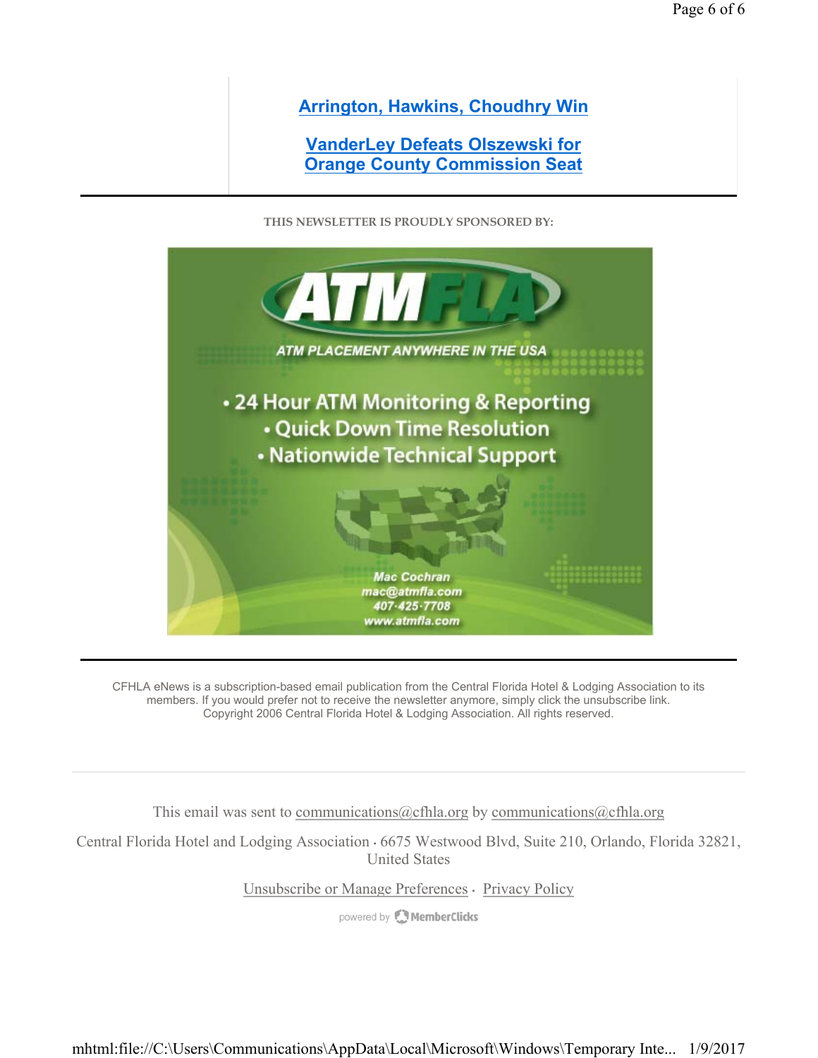[Arrington, Hawkins, Choudhry Win]

[VanderLey Defeats Olszewski for Orange County Commission Seat]

THIS NEWSLETTER IS PROUDLY SPONSORED BY:

ATMFLA

ATM PLACEMENT ANYWHERE IN THE USA

- 24 Hour ATM Monitoring & Reporting
- Quick Down Time Resolution
- Nationwide Technical Support

Mac Cochran
mac@atmfla.com
407-425-7708
www.atmfla.com

CFHLA eNews is a subscription-based email publication from the Central Florida Hotel & Lodging Association to its members. If you would prefer not to receive the newsletter anymore, simply click the unsubscribe link.
Copyright 2006 Central Florida Hotel & Lodging Association. All rights reserved.

This email was sent to communications@cfhla.org by communications@cfhla.org

Central Florida Hotel and Lodging Association · 6675 Westwood Blvd, Suite 210, Orlando, Florida 32821, United States

Unsubscribe or Manage Preferences · Privacy Policy

powered by MemberClicks